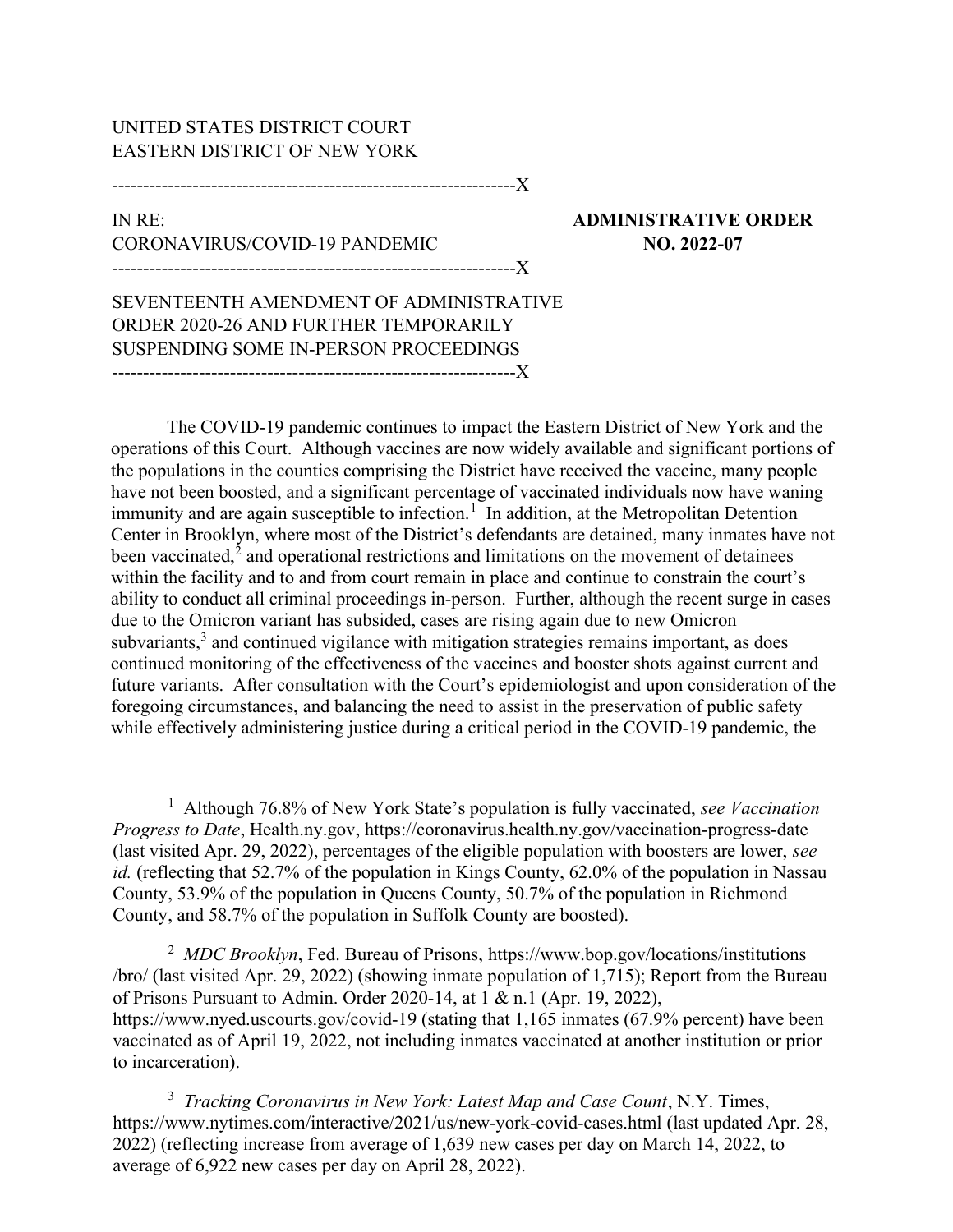UNITED STATES DISTRICT COURT
EASTERN DISTRICT OF NEW YORK

------------------------------------------------------------------X

IN RE:
CORONAVIRUS/COVID-19 PANDEMIC

**ADMINISTRATIVE ORDER NO. 2022-07**

------------------------------------------------------------------X

SEVENTEENTH AMENDMENT OF ADMINISTRATIVE ORDER 2020-26 AND FURTHER TEMPORARILY SUSPENDING SOME IN-PERSON PROCEEDINGS

------------------------------------------------------------------X

The COVID-19 pandemic continues to impact the Eastern District of New York and the operations of this Court. Although vaccines are now widely available and significant portions of the populations in the counties comprising the District have received the vaccine, many people have not been boosted, and a significant percentage of vaccinated individuals now have waning immunity and are again susceptible to infection.[1] In addition, at the Metropolitan Detention Center in Brooklyn, where most of the District's defendants are detained, many inmates have not been vaccinated,[2] and operational restrictions and limitations on the movement of detainees within the facility and to and from court remain in place and continue to constrain the court's ability to conduct all criminal proceedings in-person. Further, although the recent surge in cases due to the Omicron variant has subsided, cases are rising again due to new Omicron subvariants,[3] and continued vigilance with mitigation strategies remains important, as does continued monitoring of the effectiveness of the vaccines and booster shots against current and future variants. After consultation with the Court's epidemiologist and upon consideration of the foregoing circumstances, and balancing the need to assist in the preservation of public safety while effectively administering justice during a critical period in the COVID-19 pandemic, the

---

[1] Although 76.8% of New York State's population is fully vaccinated, *see Vaccination Progress to Date*, Health.ny.gov, https://coronavirus.health.ny.gov/vaccination-progress-date (last visited Apr. 29, 2022), percentages of the eligible population with boosters are lower, *see id.* (reflecting that 52.7% of the population in Kings County, 62.0% of the population in Nassau County, 53.9% of the population in Queens County, 50.7% of the population in Richmond County, and 58.7% of the population in Suffolk County are boosted).

[2] *MDC Brooklyn*, Fed. Bureau of Prisons, https://www.bop.gov/locations/institutions/bro/ (last visited Apr. 29, 2022) (showing inmate population of 1,715); Report from the Bureau of Prisons Pursuant to Admin. Order 2020-14, at 1 & n.1 (Apr. 19, 2022), https://www.nyed.uscourts.gov/covid-19 (stating that 1,165 inmates (67.9% percent) have been vaccinated as of April 19, 2022, not including inmates vaccinated at another institution or prior to incarceration).

[3] *Tracking Coronavirus in New York: Latest Map and Case Count*, N.Y. Times, https://www.nytimes.com/interactive/2021/us/new-york-covid-cases.html (last updated Apr. 28, 2022) (reflecting increase from average of 1,639 new cases per day on March 14, 2022, to average of 6,922 new cases per day on April 28, 2022).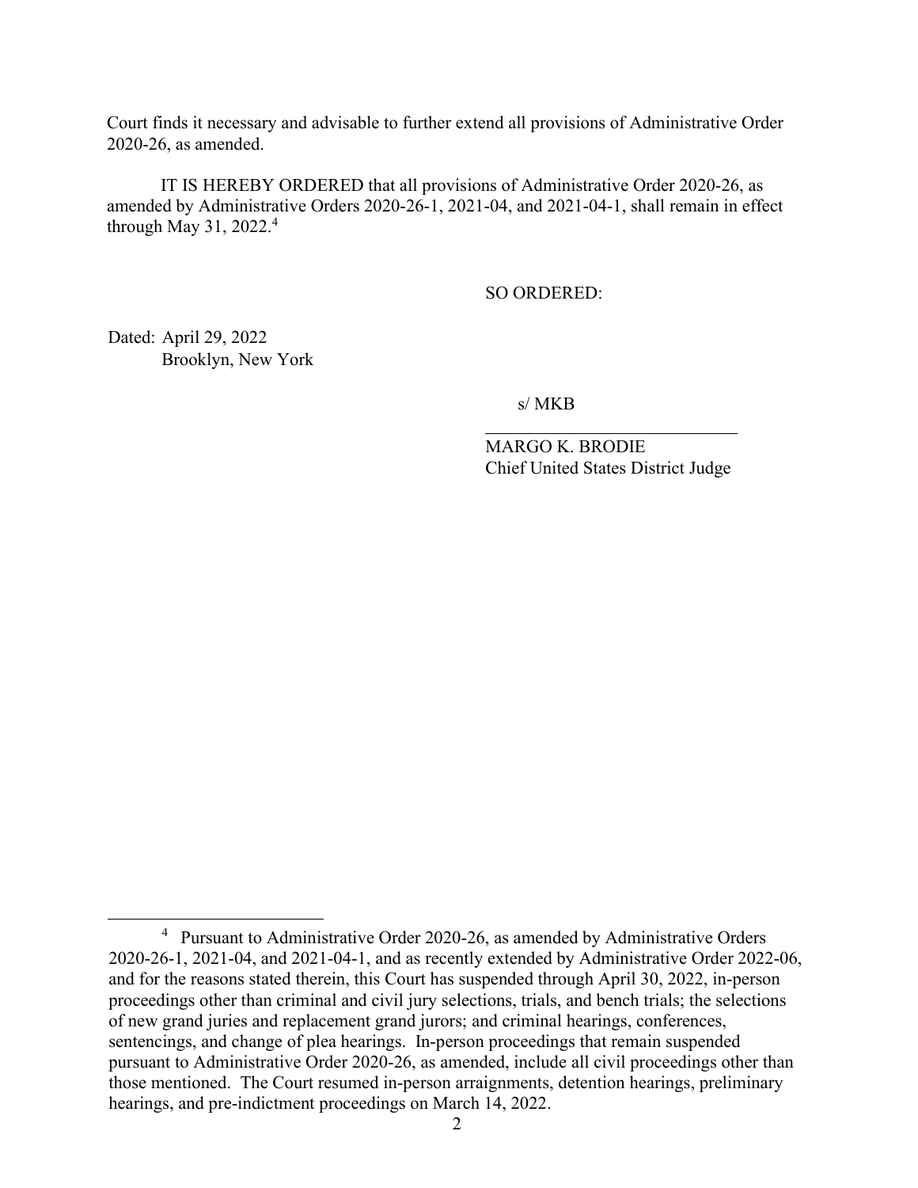Court finds it necessary and advisable to further extend all provisions of Administrative Order 2020-26, as amended.

IT IS HEREBY ORDERED that all provisions of Administrative Order 2020-26, as amended by Administrative Orders 2020-26-1, 2021-04, and 2021-04-1, shall remain in effect through May 31, 2022.[4]

SO ORDERED:

Dated: April 29, 2022
Brooklyn, New York

s/ MKB

MARGO K. BRODIE
Chief United States District Judge

---

[4] Pursuant to Administrative Order 2020-26, as amended by Administrative Orders 2020-26-1, 2021-04, and 2021-04-1, and as recently extended by Administrative Order 2022-06, and for the reasons stated therein, this Court has suspended through April 30, 2022, in-person proceedings other than criminal and civil jury selections, trials, and bench trials; the selections of new grand juries and replacement grand jurors; and criminal hearings, conferences, sentencings, and change of plea hearings. In-person proceedings that remain suspended pursuant to Administrative Order 2020-26, as amended, include all civil proceedings other than those mentioned. The Court resumed in-person arraignments, detention hearings, preliminary hearings, and pre-indictment proceedings on March 14, 2022.